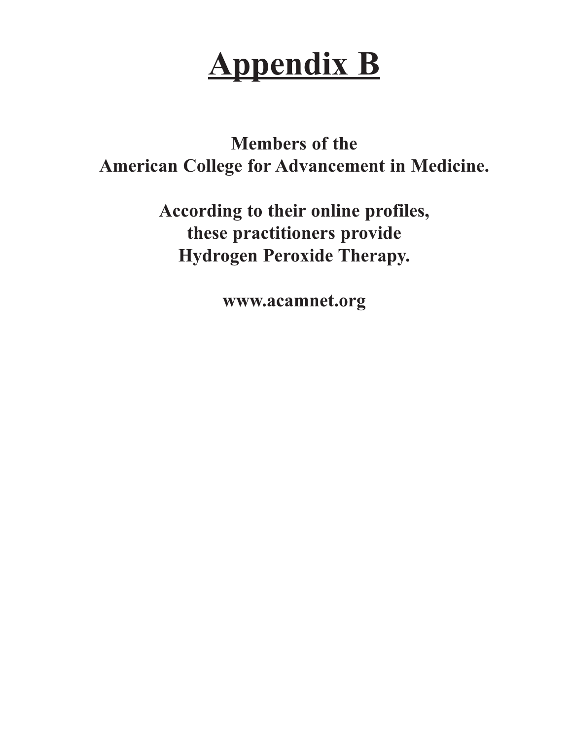# Appendix B

**Members of the**
**American College for Advancement in Medicine.**

**According to their online profiles,**
**these practitioners provide**
**Hydrogen Peroxide Therapy.**

**www.acamnet.org**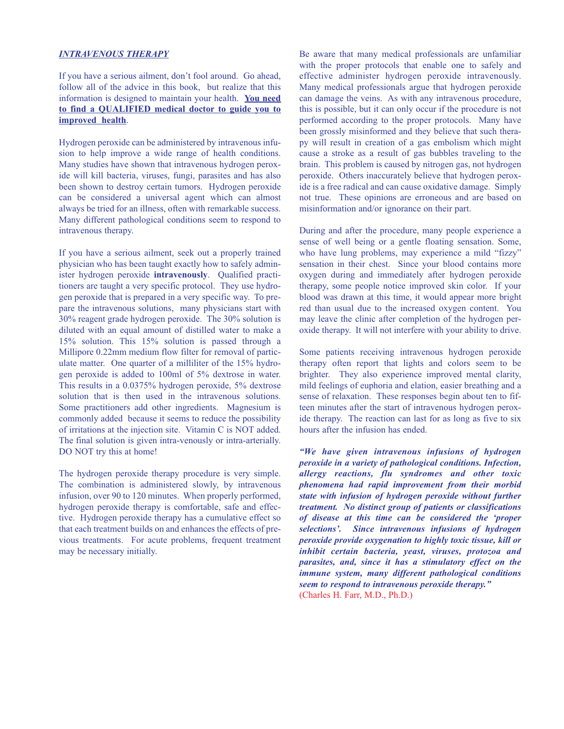***INTRAVENOUS THERAPY***

If you have a serious ailment, don't fool around. Go ahead, follow all of the advice in this book, but realize that this information is designed to maintain your health. **You need to find a QUALIFIED medical doctor to guide you to improved health**.

Hydrogen peroxide can be administered by intravenous infusion to help improve a wide range of health conditions. Many studies have shown that intravenous hydrogen peroxide will kill bacteria, viruses, fungi, parasites and has also been shown to destroy certain tumors. Hydrogen peroxide can be considered a universal agent which can almost always be tried for an illness, often with remarkable success. Many different pathological conditions seem to respond to intravenous therapy.

If you have a serious ailment, seek out a properly trained physician who has been taught exactly how to safely administer hydrogen peroxide **intravenously**. Qualified practitioners are taught a very specific protocol. They use hydrogen peroxide that is prepared in a very specific way. To prepare the intravenous solutions, many physicians start with 30% reagent grade hydrogen peroxide. The 30% solution is diluted with an equal amount of distilled water to make a 15% solution. This 15% solution is passed through a Millipore 0.22mm medium flow filter for removal of particulate matter. One quarter of a milliliter of the 15% hydrogen peroxide is added to 100ml of 5% dextrose in water. This results in a 0.0375% hydrogen peroxide, 5% dextrose solution that is then used in the intravenous solutions. Some practitioners add other ingredients. Magnesium is commonly added because it seems to reduce the possibility of irritations at the injection site. Vitamin C is NOT added. The final solution is given intra-venously or intra-arterially. DO NOT try this at home!

The hydrogen peroxide therapy procedure is very simple. The combination is administered slowly, by intravenous infusion, over 90 to 120 minutes. When properly performed, hydrogen peroxide therapy is comfortable, safe and effective. Hydrogen peroxide therapy has a cumulative effect so that each treatment builds on and enhances the effects of previous treatments. For acute problems, frequent treatment may be necessary initially.

Be aware that many medical professionals are unfamiliar with the proper protocols that enable one to safely and effective administer hydrogen peroxide intravenously. Many medical professionals argue that hydrogen peroxide can damage the veins. As with any intravenous procedure, this is possible, but it can only occur if the procedure is not performed according to the proper protocols. Many have been grossly misinformed and they believe that such therapy will result in creation of a gas embolism which might cause a stroke as a result of gas bubbles traveling to the brain. This problem is caused by nitrogen gas, not hydrogen peroxide. Others inaccurately believe that hydrogen peroxide is a free radical and can cause oxidative damage. Simply not true. These opinions are erroneous and are based on misinformation and/or ignorance on their part.

During and after the procedure, many people experience a sense of well being or a gentle floating sensation. Some, who have lung problems, may experience a mild "fizzy" sensation in their chest. Since your blood contains more oxygen during and immediately after hydrogen peroxide therapy, some people notice improved skin color. If your blood was drawn at this time, it would appear more bright red than usual due to the increased oxygen content. You may leave the clinic after completion of the hydrogen peroxide therapy. It will not interfere with your ability to drive.

Some patients receiving intravenous hydrogen peroxide therapy often report that lights and colors seem to be brighter. They also experience improved mental clarity, mild feelings of euphoria and elation, easier breathing and a sense of relaxation. These responses begin about ten to fifteen minutes after the start of intravenous hydrogen peroxide therapy. The reaction can last for as long as five to six hours after the infusion has ended.

***"We have given intravenous infusions of hydrogen peroxide in a variety of pathological conditions. Infection, allergy reactions, flu syndromes and other toxic phenomena had rapid improvement from their morbid state with infusion of hydrogen peroxide without further treatment. No distinct group of patients or classifications of disease at this time can be considered the 'proper selections'. Since intravenous infusions of hydrogen peroxide provide oxygenation to highly toxic tissue, kill or inhibit certain bacteria, yeast, viruses, protozoa and parasites, and, since it has a stimulatory effect on the immune system, many different pathological conditions seem to respond to intravenous peroxide therapy."***
(Charles H. Farr, M.D., Ph.D.)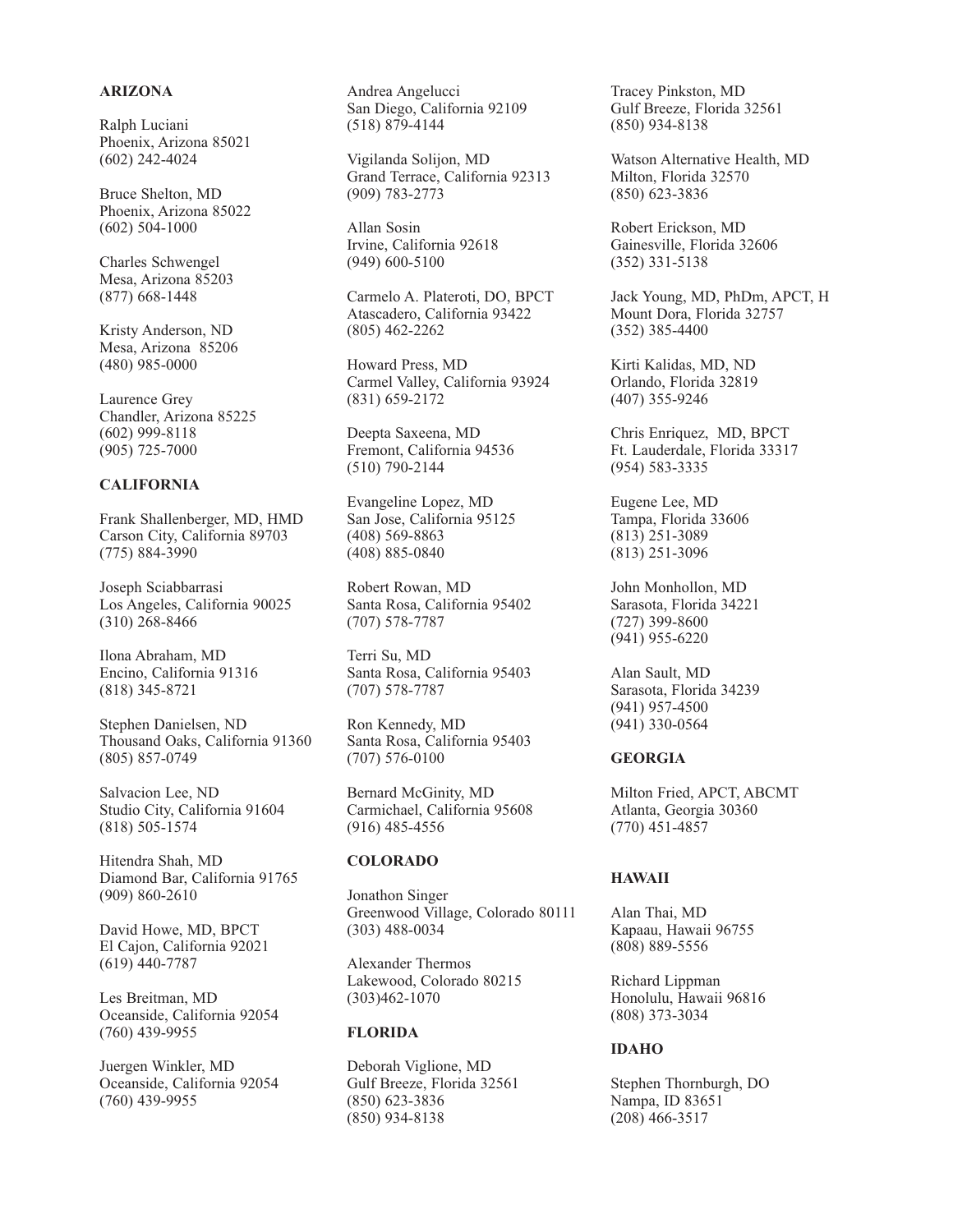## ARIZONA

Ralph Luciani
Phoenix, Arizona 85021
(602) 242-4024

Bruce Shelton, MD
Phoenix, Arizona 85022
(602) 504-1000

Charles Schwengel
Mesa, Arizona 85203
(877) 668-1448

Kristy Anderson, ND
Mesa, Arizona 85206
(480) 985-0000

Laurence Grey
Chandler, Arizona 85225
(602) 999-8118
(905) 725-7000

## CALIFORNIA

Frank Shallenberger, MD, HMD
Carson City, California 89703
(775) 884-3990

Joseph Sciabbarrasi
Los Angeles, California 90025
(310) 268-8466

Ilona Abraham, MD
Encino, California 91316
(818) 345-8721

Stephen Danielsen, ND
Thousand Oaks, California 91360
(805) 857-0749

Salvacion Lee, ND
Studio City, California 91604
(818) 505-1574

Hitendra Shah, MD
Diamond Bar, California 91765
(909) 860-2610

David Howe, MD, BPCT
El Cajon, California 92021
(619) 440-7787

Les Breitman, MD
Oceanside, California 92054
(760) 439-9955

Juergen Winkler, MD
Oceanside, California 92054
(760) 439-9955

Andrea Angelucci
San Diego, California 92109
(518) 879-4144

Vigilanda Solijon, MD
Grand Terrace, California 92313
(909) 783-2773

Allan Sosin
Irvine, California 92618
(949) 600-5100

Carmelo A. Plateroti, DO, BPCT
Atascadero, California 93422
(805) 462-2262

Howard Press, MD
Carmel Valley, California 93924
(831) 659-2172

Deepta Saxeena, MD
Fremont, California 94536
(510) 790-2144

Evangeline Lopez, MD
San Jose, California 95125
(408) 569-8863
(408) 885-0840

Robert Rowan, MD
Santa Rosa, California 95402
(707) 578-7787

Terri Su, MD
Santa Rosa, California 95403
(707) 578-7787

Ron Kennedy, MD
Santa Rosa, California 95403
(707) 576-0100

Bernard McGinity, MD
Carmichael, California 95608
(916) 485-4556

## COLORADO

Jonathon Singer
Greenwood Village, Colorado 80111
(303) 488-0034

Alexander Thermos
Lakewood, Colorado 80215
(303)462-1070

## FLORIDA

Deborah Viglione, MD
Gulf Breeze, Florida 32561
(850) 623-3836
(850) 934-8138

Tracey Pinkston, MD
Gulf Breeze, Florida 32561
(850) 934-8138

Watson Alternative Health, MD
Milton, Florida 32570
(850) 623-3836

Robert Erickson, MD
Gainesville, Florida 32606
(352) 331-5138

Jack Young, MD, PhDm, APCT, H
Mount Dora, Florida 32757
(352) 385-4400

Kirti Kalidas, MD, ND
Orlando, Florida 32819
(407) 355-9246

Chris Enriquez, MD, BPCT
Ft. Lauderdale, Florida 33317
(954) 583-3335

Eugene Lee, MD
Tampa, Florida 33606
(813) 251-3089
(813) 251-3096

John Monhollon, MD
Sarasota, Florida 34221
(727) 399-8600
(941) 955-6220

Alan Sault, MD
Sarasota, Florida 34239
(941) 957-4500
(941) 330-0564

## GEORGIA

Milton Fried, APCT, ABCMT
Atlanta, Georgia 30360
(770) 451-4857

## HAWAII

Alan Thai, MD
Kapaau, Hawaii 96755
(808) 889-5556

Richard Lippman
Honolulu, Hawaii 96816
(808) 373-3034

## IDAHO

Stephen Thornburgh, DO
Nampa, ID 83651
(208) 466-3517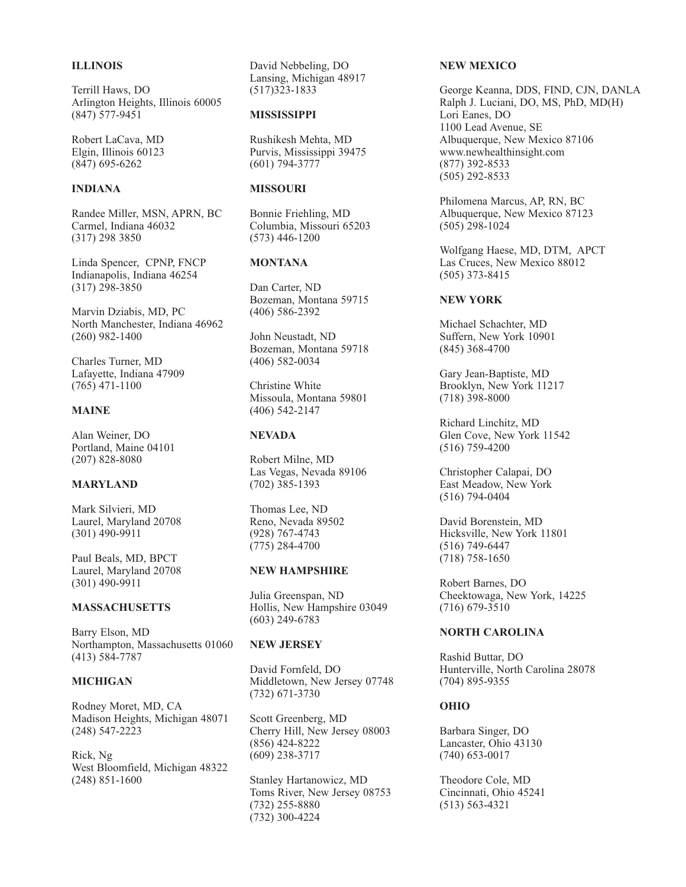**ILLINOIS**

Terrill Haws, DO
Arlington Heights, Illinois 60005
(847) 577-9451

Robert LaCava, MD
Elgin, Illinois 60123
(847) 695-6262

**INDIANA**

Randee Miller, MSN, APRN, BC
Carmel, Indiana 46032
(317) 298 3850

Linda Spencer, CPNP, FNCP
Indianapolis, Indiana 46254
(317) 298-3850

Marvin Dziabis, MD, PC
North Manchester, Indiana 46962
(260) 982-1400

Charles Turner, MD
Lafayette, Indiana 47909
(765) 471-1100

**MAINE**

Alan Weiner, DO
Portland, Maine 04101
(207) 828-8080

**MARYLAND**

Mark Silvieri, MD
Laurel, Maryland 20708
(301) 490-9911

Paul Beals, MD, BPCT
Laurel, Maryland 20708
(301) 490-9911

**MASSACHUSETTS**

Barry Elson, MD
Northampton, Massachusetts 01060
(413) 584-7787

**MICHIGAN**

Rodney Moret, MD, CA
Madison Heights, Michigan 48071
(248) 547-2223

Rick, Ng
West Bloomfield, Michigan 48322
(248) 851-1600

David Nebbeling, DO
Lansing, Michigan 48917
(517)323-1833

**MISSISSIPPI**

Rushikesh Mehta, MD
Purvis, Mississippi 39475
(601) 794-3777

**MISSOURI**

Bonnie Friehling, MD
Columbia, Missouri 65203
(573) 446-1200

**MONTANA**

Dan Carter, ND
Bozeman, Montana 59715
(406) 586-2392

John Neustadt, ND
Bozeman, Montana 59718
(406) 582-0034

Christine White
Missoula, Montana 59801
(406) 542-2147

**NEVADA**

Robert Milne, MD
Las Vegas, Nevada 89106
(702) 385-1393

Thomas Lee, ND
Reno, Nevada 89502
(928) 767-4743
(775) 284-4700

**NEW HAMPSHIRE**

Julia Greenspan, ND
Hollis, New Hampshire 03049
(603) 249-6783

**NEW JERSEY**

David Fornfeld, DO
Middletown, New Jersey 07748
(732) 671-3730

Scott Greenberg, MD
Cherry Hill, New Jersey 08003
(856) 424-8222
(609) 238-3717

Stanley Hartanowicz, MD
Toms River, New Jersey 08753
(732) 255-8880
(732) 300-4224

**NEW MEXICO**

George Keanna, DDS, FIND, CJN, DANLA
Ralph J. Luciani, DO, MS, PhD, MD(H)
Lori Eanes, DO
1100 Lead Avenue, SE
Albuquerque, New Mexico 87106
www.newhealthinsight.com
(877) 392-8533
(505) 292-8533

Philomena Marcus, AP, RN, BC
Albuquerque, New Mexico 87123
(505) 298-1024

Wolfgang Haese, MD, DTM, APCT
Las Cruces, New Mexico 88012
(505) 373-8415

**NEW YORK**

Michael Schachter, MD
Suffern, New York 10901
(845) 368-4700

Gary Jean-Baptiste, MD
Brooklyn, New York 11217
(718) 398-8000

Richard Linchitz, MD
Glen Cove, New York 11542
(516) 759-4200

Christopher Calapai, DO
East Meadow, New York
(516) 794-0404

David Borenstein, MD
Hicksville, New York 11801
(516) 749-6447
(718) 758-1650

Robert Barnes, DO
Cheektowaga, New York, 14225
(716) 679-3510

**NORTH CAROLINA**

Rashid Buttar, DO
Hunterville, North Carolina 28078
(704) 895-9355

**OHIO**

Barbara Singer, DO
Lancaster, Ohio 43130
(740) 653-0017

Theodore Cole, MD
Cincinnati, Ohio 45241
(513) 563-4321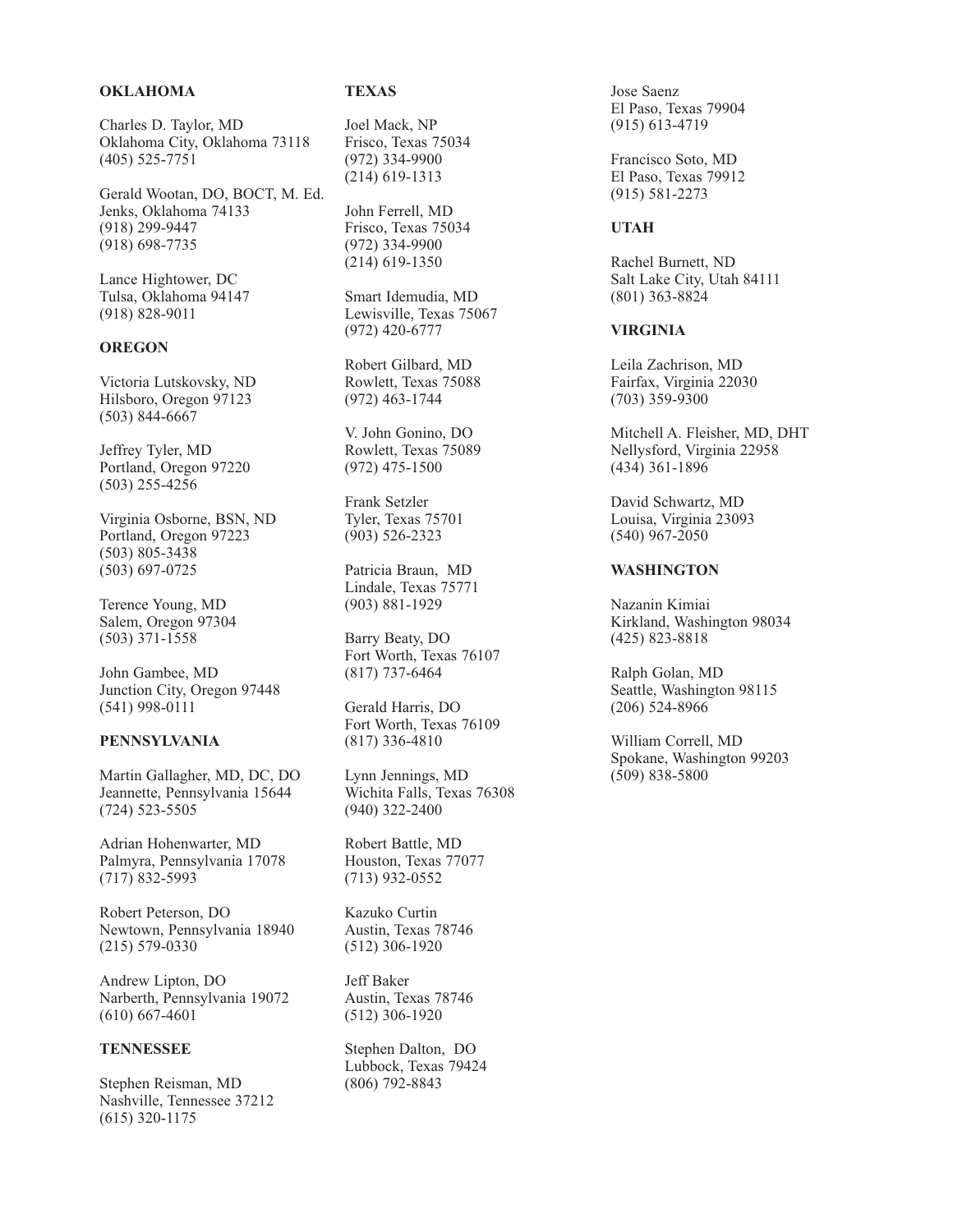**OKLAHOMA**

Charles D. Taylor, MD
Oklahoma City, Oklahoma 73118
(405) 525-7751

Gerald Wootan, DO, BOCT, M. Ed.
Jenks, Oklahoma 74133
(918) 299-9447
(918) 698-7735

Lance Hightower, DC
Tulsa, Oklahoma 94147
(918) 828-9011

**OREGON**

Victoria Lutskovsky, ND
Hilsboro, Oregon 97123
(503) 844-6667

Jeffrey Tyler, MD
Portland, Oregon 97220
(503) 255-4256

Virginia Osborne, BSN, ND
Portland, Oregon 97223
(503) 805-3438
(503) 697-0725

Terence Young, MD
Salem, Oregon 97304
(503) 371-1558

John Gambee, MD
Junction City, Oregon 97448
(541) 998-0111

**PENNSYLVANIA**

Martin Gallagher, MD, DC, DO
Jeannette, Pennsylvania 15644
(724) 523-5505

Adrian Hohenwarter, MD
Palmyra, Pennsylvania 17078
(717) 832-5993

Robert Peterson, DO
Newtown, Pennsylvania 18940
(215) 579-0330

Andrew Lipton, DO
Narberth, Pennsylvania 19072
(610) 667-4601

**TENNESSEE**

Stephen Reisman, MD
Nashville, Tennessee 37212
(615) 320-1175

**TEXAS**

Joel Mack, NP
Frisco, Texas 75034
(972) 334-9900
(214) 619-1313

John Ferrell, MD
Frisco, Texas 75034
(972) 334-9900
(214) 619-1350

Smart Idemudia, MD
Lewisville, Texas 75067
(972) 420-6777

Robert Gilbard, MD
Rowlett, Texas 75088
(972) 463-1744

V. John Gonino, DO
Rowlett, Texas 75089
(972) 475-1500

Frank Setzler
Tyler, Texas 75701
(903) 526-2323

Patricia Braun, MD
Lindale, Texas 75771
(903) 881-1929

Barry Beaty, DO
Fort Worth, Texas 76107
(817) 737-6464

Gerald Harris, DO
Fort Worth, Texas 76109
(817) 336-4810

Lynn Jennings, MD
Wichita Falls, Texas 76308
(940) 322-2400

Robert Battle, MD
Houston, Texas 77077
(713) 932-0552

Kazuko Curtin
Austin, Texas 78746
(512) 306-1920

Jeff Baker
Austin, Texas 78746
(512) 306-1920

Stephen Dalton, DO
Lubbock, Texas 79424
(806) 792-8843

Jose Saenz
El Paso, Texas 79904
(915) 613-4719

Francisco Soto, MD
El Paso, Texas 79912
(915) 581-2273

**UTAH**

Rachel Burnett, ND
Salt Lake City, Utah 84111
(801) 363-8824

**VIRGINIA**

Leila Zachrison, MD
Fairfax, Virginia 22030
(703) 359-9300

Mitchell A. Fleisher, MD, DHT
Nellysford, Virginia 22958
(434) 361-1896

David Schwartz, MD
Louisa, Virginia 23093
(540) 967-2050

**WASHINGTON**

Nazanin Kimiai
Kirkland, Washington 98034
(425) 823-8818

Ralph Golan, MD
Seattle, Washington 98115
(206) 524-8966

William Correll, MD
Spokane, Washington 99203
(509) 838-5800